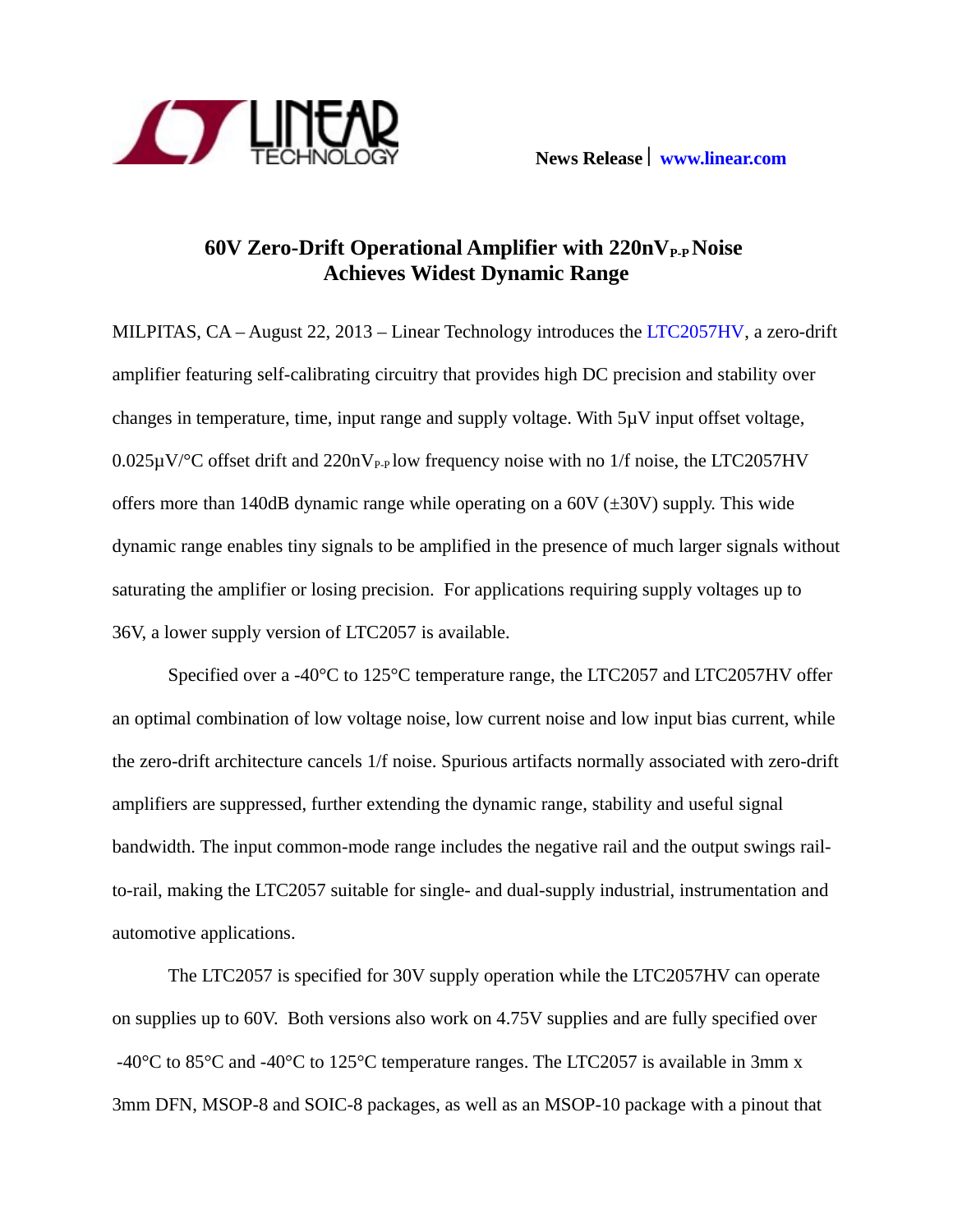News Release | www.linear.com

# 60V Zero-Drift Operational Amplifier with 220nV$_{P-P}$ Noise Achieves Widest Dynamic Range

MILPITAS, CA – August 22, 2013 – Linear Technology introduces the LTC2057HV, a zero-drift amplifier featuring self-calibrating circuitry that provides high DC precision and stability over changes in temperature, time, input range and supply voltage. With 5µV input offset voltage, 0.025µV/°C offset drift and 220nV$_{P-P}$ low frequency noise with no 1/f noise, the LTC2057HV offers more than 140dB dynamic range while operating on a 60V (±30V) supply. This wide dynamic range enables tiny signals to be amplified in the presence of much larger signals without saturating the amplifier or losing precision. For applications requiring supply voltages up to 36V, a lower supply version of LTC2057 is available.

Specified over a -40°C to 125°C temperature range, the LTC2057 and LTC2057HV offer an optimal combination of low voltage noise, low current noise and low input bias current, while the zero-drift architecture cancels 1/f noise. Spurious artifacts normally associated with zero-drift amplifiers are suppressed, further extending the dynamic range, stability and useful signal bandwidth. The input common-mode range includes the negative rail and the output swings rail-to-rail, making the LTC2057 suitable for single- and dual-supply industrial, instrumentation and automotive applications.

The LTC2057 is specified for 30V supply operation while the LTC2057HV can operate on supplies up to 60V. Both versions also work on 4.75V supplies and are fully specified over -40°C to 85°C and -40°C to 125°C temperature ranges. The LTC2057 is available in 3mm x 3mm DFN, MSOP-8 and SOIC-8 packages, as well as an MSOP-10 package with a pinout that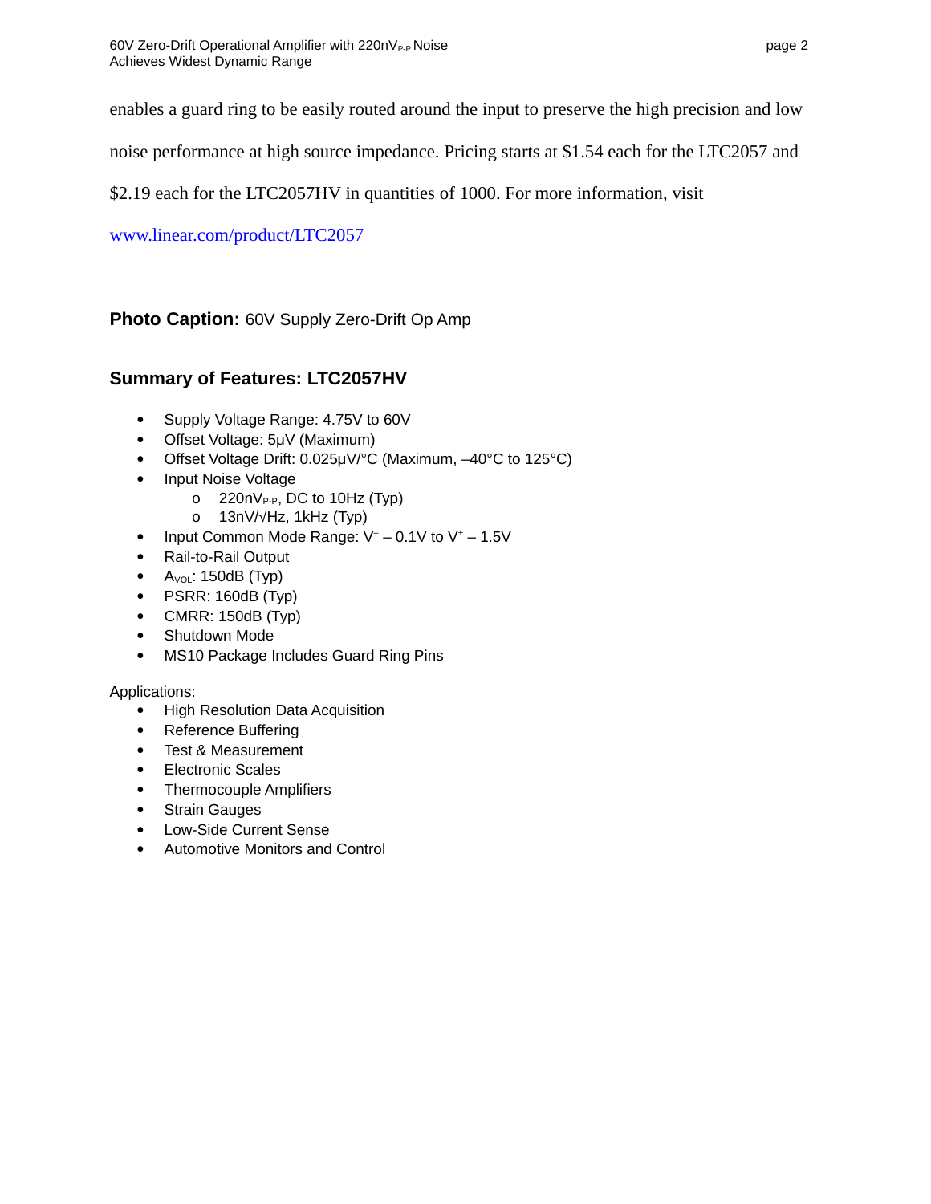enables a guard ring to be easily routed around the input to preserve the high precision and low noise performance at high source impedance. Pricing starts at $1.54 each for the LTC2057 and $2.19 each for the LTC2057HV in quantities of 1000. For more information, visit www.linear.com/product/LTC2057

**Photo Caption:** 60V Supply Zero-Drift Op Amp

### Summary of Features: LTC2057HV

- Supply Voltage Range: 4.75V to 60V
- Offset Voltage: 5µV (Maximum)
- Offset Voltage Drift: 0.025µV/°C (Maximum, –40°C to 125°C)
- Input Noise Voltage
  - 220nV$_{P-P}$, DC to 10Hz (Typ)
  - 13nV/√Hz, 1kHz (Typ)
- Input Common Mode Range: $V^-$ – 0.1V to $V^+$ – 1.5V
- Rail-to-Rail Output
- $A_{VOL}$: 150dB (Typ)
- PSRR: 160dB (Typ)
- CMRR: 150dB (Typ)
- Shutdown Mode
- MS10 Package Includes Guard Ring Pins

Applications:

- High Resolution Data Acquisition
- Reference Buffering
- Test & Measurement
- Electronic Scales
- Thermocouple Amplifiers
- Strain Gauges
- Low-Side Current Sense
- Automotive Monitors and Control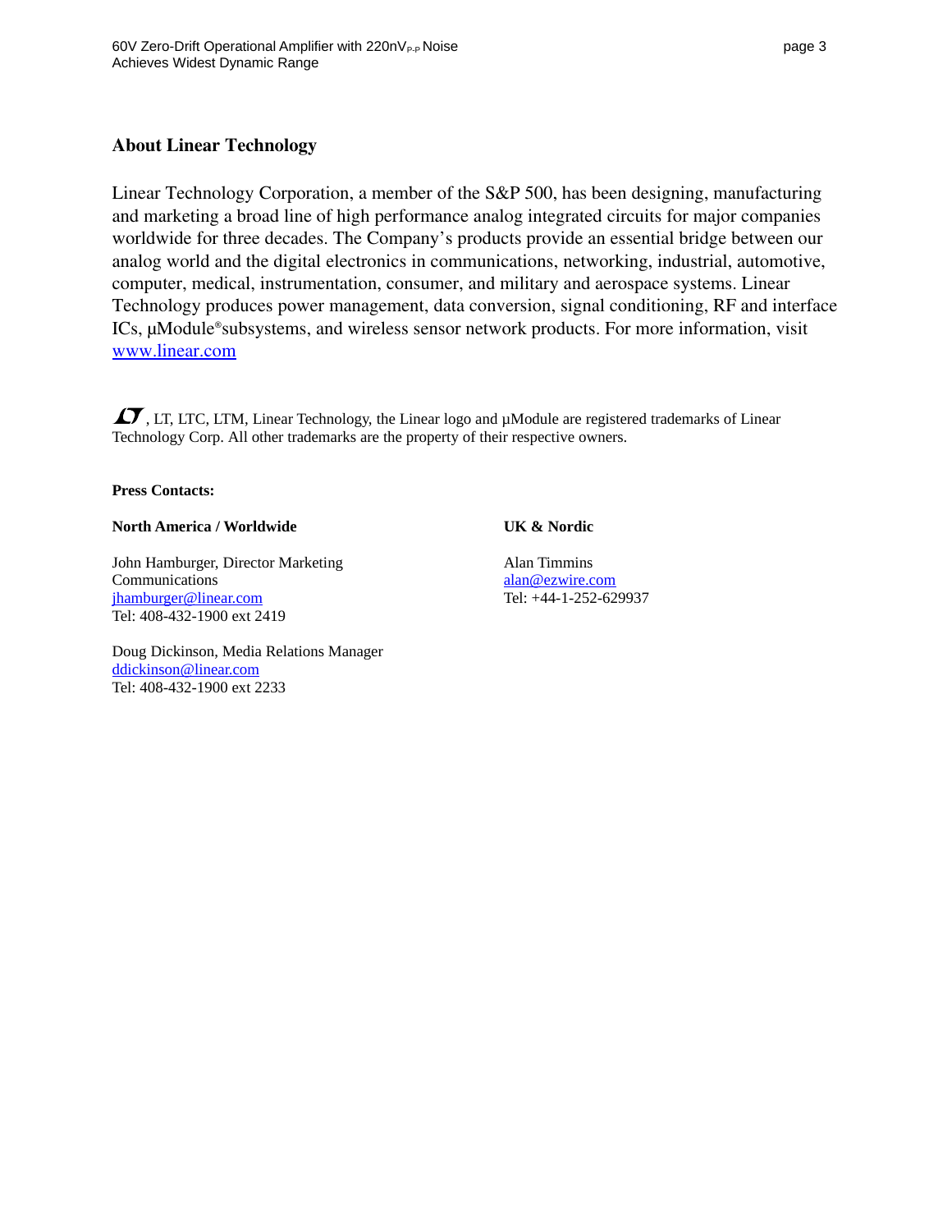## About Linear Technology

Linear Technology Corporation, a member of the S&P 500, has been designing, manufacturing and marketing a broad line of high performance analog integrated circuits for major companies worldwide for three decades. The Company's products provide an essential bridge between our analog world and the digital electronics in communications, networking, industrial, automotive, computer, medical, instrumentation, consumer, and military and aerospace systems. Linear Technology produces power management, data conversion, signal conditioning, RF and interface ICs, µModule®subsystems, and wireless sensor network products. For more information, visit www.linear.com

LT, LT, LTC, LTM, Linear Technology, the Linear logo and µModule are registered trademarks of Linear Technology Corp. All other trademarks are the property of their respective owners.

**Press Contacts:**

**North America / Worldwide**

John Hamburger, Director Marketing Communications
jhamburger@linear.com
Tel: 408-432-1900 ext 2419

Doug Dickinson, Media Relations Manager
ddickinson@linear.com
Tel: 408-432-1900 ext 2233

**UK & Nordic**

Alan Timmins
alan@ezwire.com
Tel: +44-1-252-629937